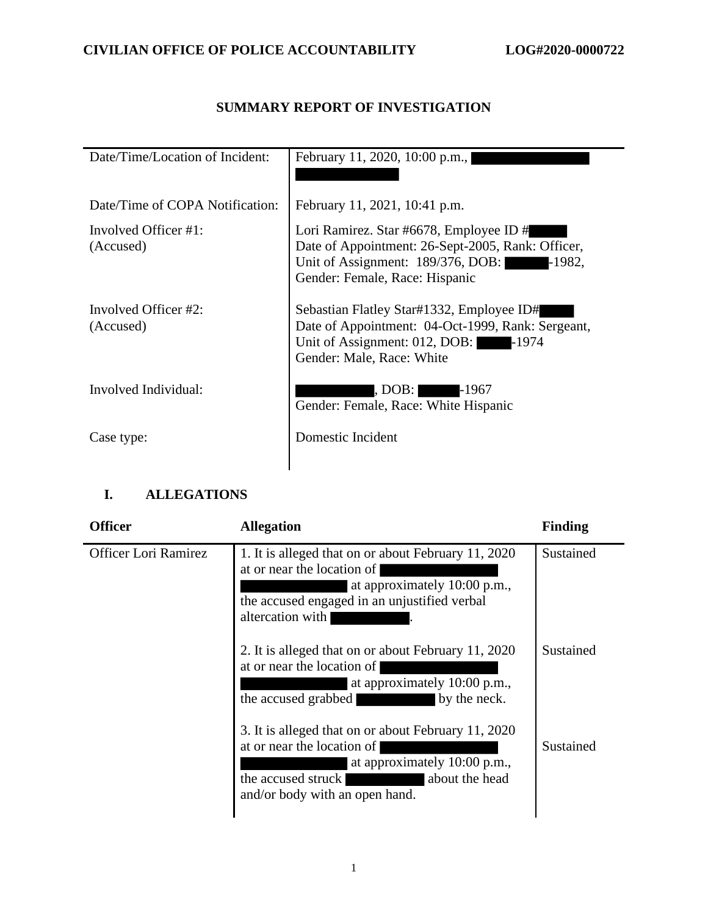**CIVILIAN OFFICE OF POLICE ACCOUNTABILITY** **LOG#2020-0000722**

# SUMMARY REPORT OF INVESTIGATION

| | |
|---|---|
| Date/Time/Location of Incident: | February 11, 2020, 10:00 p.m., ███ |
| Date/Time of COPA Notification: | February 11, 2021, 10:41 p.m. |
| Involved Officer #1: (Accused) | Lori Ramirez. Star #6678, Employee ID #███ Date of Appointment: 26-Sept-2005, Rank: Officer, Unit of Assignment: 189/376, DOB: ███-1982, Gender: Female, Race: Hispanic |
| Involved Officer #2: (Accused) | Sebastian Flatley Star#1332, Employee ID#███ Date of Appointment: 04-Oct-1999, Rank: Sergeant, Unit of Assignment: 012, DOB: ███-1974 Gender: Male, Race: White |
| Involved Individual: | ███, DOB: ███-1967 Gender: Female, Race: White Hispanic |
| Case type: | Domestic Incident |

## I. ALLEGATIONS

| Officer | Allegation | Finding |
|---|---|---|
| Officer Lori Ramirez | 1. It is alleged that on or about February 11, 2020 at or near the location of ███ at approximately 10:00 p.m., the accused engaged in an unjustified verbal altercation with ███. | Sustained |
| | 2. It is alleged that on or about February 11, 2020 at or near the location of ███ at approximately 10:00 p.m., the accused grabbed ███ by the neck. | Sustained |
| | 3. It is alleged that on or about February 11, 2020 at or near the location of ███ at approximately 10:00 p.m., the accused struck ███ about the head and/or body with an open hand. | Sustained |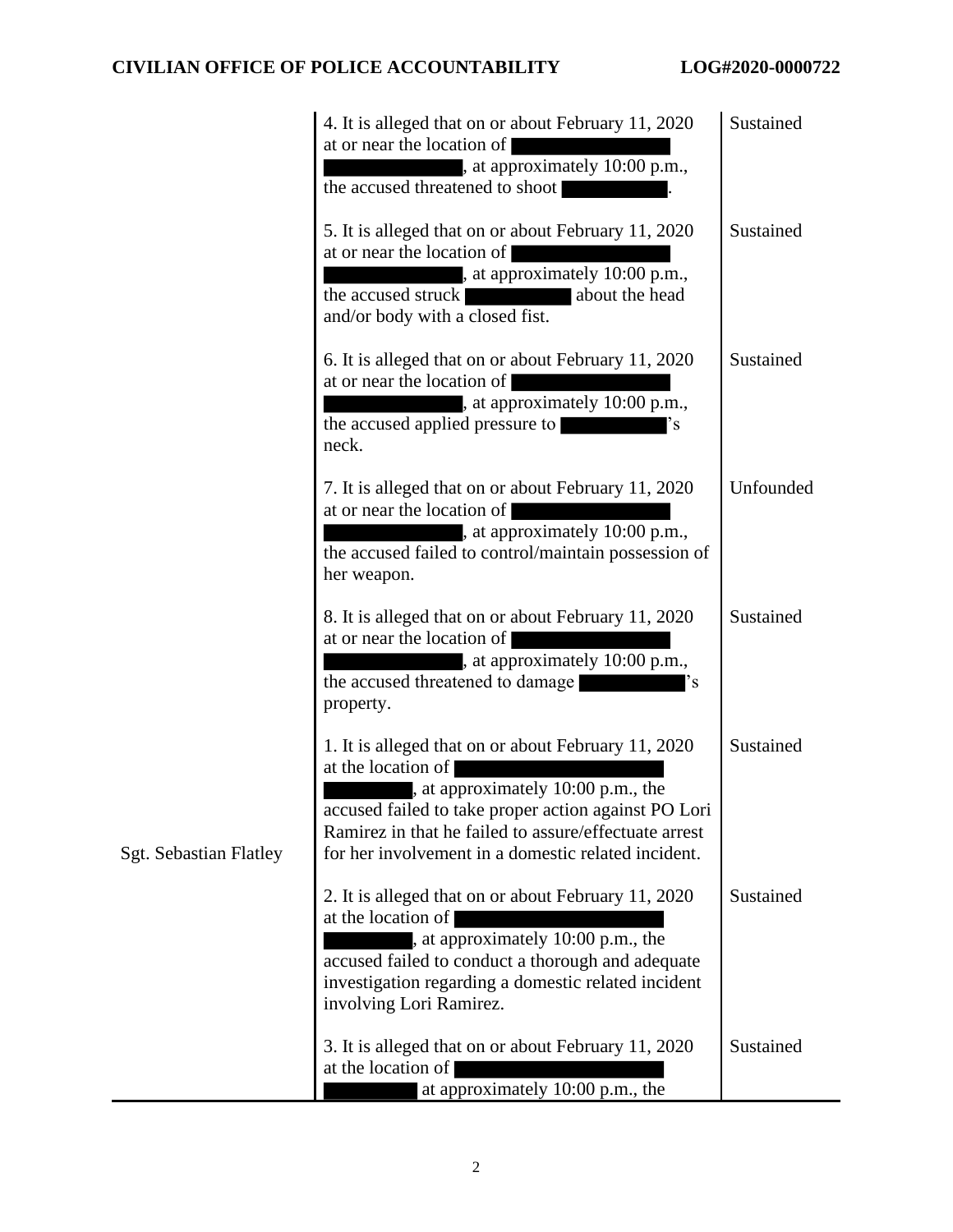| | | |
|---|---|---|
| | 4. It is alleged that on or about February 11, 2020 at or near the location of ███, at approximately 10:00 p.m., the accused threatened to shoot ███. | Sustained |
| | 5. It is alleged that on or about February 11, 2020 at or near the location of ███, at approximately 10:00 p.m., the accused struck ███ about the head and/or body with a closed fist. | Sustained |
| | 6. It is alleged that on or about February 11, 2020 at or near the location of ███, at approximately 10:00 p.m., the accused applied pressure to ███'s neck. | Sustained |
| | 7. It is alleged that on or about February 11, 2020 at or near the location of ███, at approximately 10:00 p.m., the accused failed to control/maintain possession of her weapon. | Unfounded |
| | 8. It is alleged that on or about February 11, 2020 at or near the location of ███, at approximately 10:00 p.m., the accused threatened to damage ███'s property. | Sustained |
| Sgt. Sebastian Flatley | 1. It is alleged that on or about February 11, 2020 at the location of ███, at approximately 10:00 p.m., the accused failed to take proper action against PO Lori Ramirez in that he failed to assure/effectuate arrest for her involvement in a domestic related incident. | Sustained |
| | 2. It is alleged that on or about February 11, 2020 at the location of ███, at approximately 10:00 p.m., the accused failed to conduct a thorough and adequate investigation regarding a domestic related incident involving Lori Ramirez. | Sustained |
| | 3. It is alleged that on or about February 11, 2020 at the location of ███ at approximately 10:00 p.m., the | Sustained |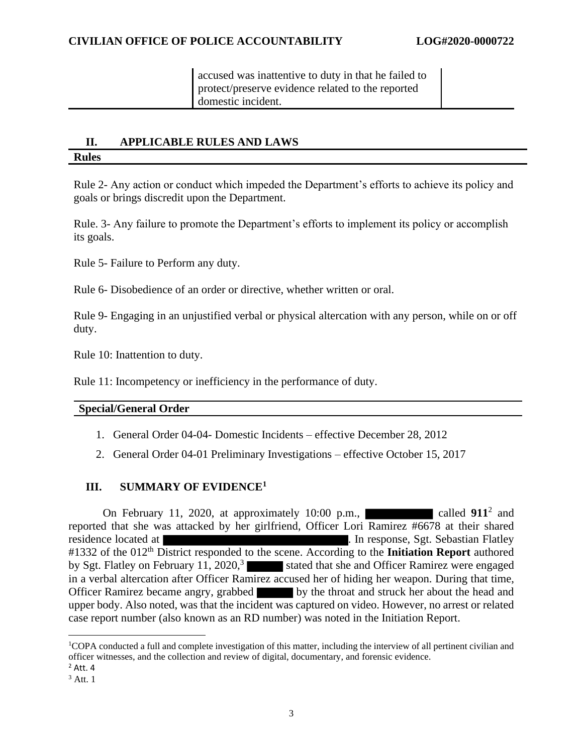| | accused was inattentive to duty in that he failed to protect/preserve evidence related to the reported domestic incident. | |
|---|---|---|

## II. APPLICABLE RULES AND LAWS

**Rules**

Rule 2- Any action or conduct which impeded the Department's efforts to achieve its policy and goals or brings discredit upon the Department.

Rule. 3- Any failure to promote the Department's efforts to implement its policy or accomplish its goals.

Rule 5- Failure to Perform any duty.

Rule 6- Disobedience of an order or directive, whether written or oral.

Rule 9- Engaging in an unjustified verbal or physical altercation with any person, while on or off duty.

Rule 10: Inattention to duty.

Rule 11: Incompetency or inefficiency in the performance of duty.

**Special/General Order**

1. General Order 04-04- Domestic Incidents – effective December 28, 2012
2. General Order 04-01 Preliminary Investigations – effective October 15, 2017

## III. SUMMARY OF EVIDENCE[1]

On February 11, 2020, at approximately 10:00 p.m., ██████ called **911**[2] and reported that she was attacked by her girlfriend, Officer Lori Ramirez #6678 at their shared residence located at ██████. In response, Sgt. Sebastian Flatley #1332 of the 012th District responded to the scene. According to the **Initiation Report** authored by Sgt. Flatley on February 11, 2020,[3] ██████ stated that she and Officer Ramirez were engaged in a verbal altercation after Officer Ramirez accused her of hiding her weapon. During that time, Officer Ramirez became angry, grabbed ██████ by the throat and struck her about the head and upper body. Also noted, was that the incident was captured on video. However, no arrest or related case report number (also known as an RD number) was noted in the Initiation Report.

[1] COPA conducted a full and complete investigation of this matter, including the interview of all pertinent civilian and officer witnesses, and the collection and review of digital, documentary, and forensic evidence.

[2] Att. 4

[3] Att. 1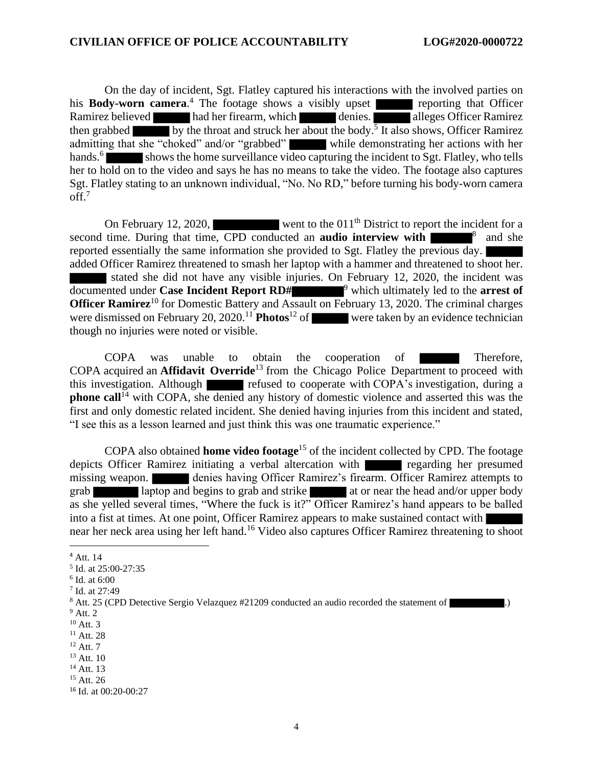On the day of incident, Sgt. Flatley captured his interactions with the involved parties on his **Body-worn camera**.[4] The footage shows a visibly upset ██████ reporting that Officer Ramirez believed ██████ had her firearm, which ██████ denies. ██████ alleges Officer Ramirez then grabbed ██████ by the throat and struck her about the body.[5] It also shows, Officer Ramirez admitting that she "choked" and/or "grabbed" ██████ while demonstrating her actions with her hands.[6] ██████ shows the home surveillance video capturing the incident to Sgt. Flatley, who tells her to hold on to the video and says he has no means to take the video. The footage also captures Sgt. Flatley stating to an unknown individual, "No. No RD," before turning his body-worn camera off.[7]

On February 12, 2020, ██████████ went to the 011[th] District to report the incident for a second time. During that time, CPD conducted an **audio interview with** ██████[8] and she reported essentially the same information she provided to Sgt. Flatley the previous day. ██████ added Officer Ramirez threatened to smash her laptop with a hammer and threatened to shoot her. ██████ stated she did not have any visible injuries. On February 12, 2020, the incident was documented under **Case Incident Report RD#**████████[9] which ultimately led to the **arrest of Officer Ramirez**[10] for Domestic Battery and Assault on February 13, 2020. The criminal charges were dismissed on February 20, 2020.[11] **Photos**[12] of ██████ were taken by an evidence technician though no injuries were noted or visible.

COPA was unable to obtain the cooperation of ██████ Therefore, COPA acquired an **Affidavit Override**[13] from the Chicago Police Department to proceed with this investigation. Although ██████ refused to cooperate with COPA's investigation, during a **phone call**[14] with COPA, she denied any history of domestic violence and asserted this was the first and only domestic related incident. She denied having injuries from this incident and stated, "I see this as a lesson learned and just think this was one traumatic experience."

COPA also obtained **home video footage**[15] of the incident collected by CPD. The footage depicts Officer Ramirez initiating a verbal altercation with ██████ regarding her presumed missing weapon. ██████ denies having Officer Ramirez's firearm. Officer Ramirez attempts to grab ███████ laptop and begins to grab and strike ██████ at or near the head and/or upper body as she yelled several times, "Where the fuck is it?" Officer Ramirez's hand appears to be balled into a fist at times. At one point, Officer Ramirez appears to make sustained contact with ██████ near her neck area using her left hand.[16] Video also captures Officer Ramirez threatening to shoot

---

[4] Att. 14

[5] Id. at 25:00-27:35

[6] Id. at 6:00

[7] Id. at 27:49

[8] Att. 25 (CPD Detective Sergio Velazquez #21209 conducted an audio recorded the statement of ██████████.)

[9] Att. 2

[10] Att. 3

[11] Att. 28

[12] Att. 7

[13] Att. 10

[14] Att. 13

[15] Att. 26

[16] Id. at 00:20-00:27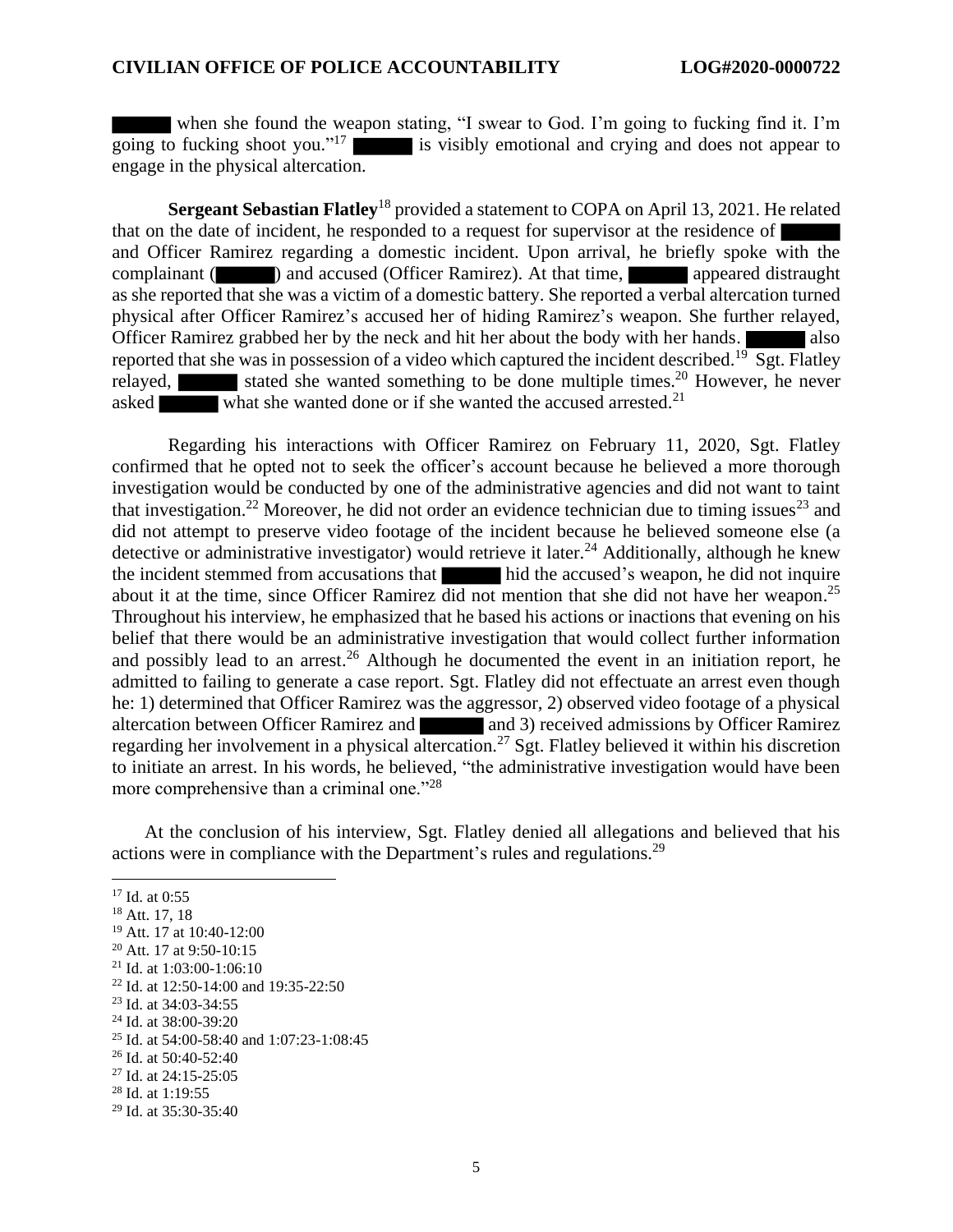█████ when she found the weapon stating, "I swear to God. I'm going to fucking find it. I'm going to fucking shoot you."[17] █████ is visibly emotional and crying and does not appear to engage in the physical altercation.

**Sergeant Sebastian Flatley**[18] provided a statement to COPA on April 13, 2021. He related that on the date of incident, he responded to a request for supervisor at the residence of █████ and Officer Ramirez regarding a domestic incident. Upon arrival, he briefly spoke with the complainant (█████) and accused (Officer Ramirez). At that time, █████ appeared distraught as she reported that she was a victim of a domestic battery. She reported a verbal altercation turned physical after Officer Ramirez's accused her of hiding Ramirez's weapon. She further relayed, Officer Ramirez grabbed her by the neck and hit her about the body with her hands. █████ also reported that she was in possession of a video which captured the incident described.[19] Sgt. Flatley relayed, █████ stated she wanted something to be done multiple times.[20] However, he never asked █████ what she wanted done or if she wanted the accused arrested.[21]

Regarding his interactions with Officer Ramirez on February 11, 2020, Sgt. Flatley confirmed that he opted not to seek the officer's account because he believed a more thorough investigation would be conducted by one of the administrative agencies and did not want to taint that investigation.[22] Moreover, he did not order an evidence technician due to timing issues[23] and did not attempt to preserve video footage of the incident because he believed someone else (a detective or administrative investigator) would retrieve it later.[24] Additionally, although he knew the incident stemmed from accusations that █████ hid the accused's weapon, he did not inquire about it at the time, since Officer Ramirez did not mention that she did not have her weapon.[25] Throughout his interview, he emphasized that he based his actions or inactions that evening on his belief that there would be an administrative investigation that would collect further information and possibly lead to an arrest.[26] Although he documented the event in an initiation report, he admitted to failing to generate a case report. Sgt. Flatley did not effectuate an arrest even though he: 1) determined that Officer Ramirez was the aggressor, 2) observed video footage of a physical altercation between Officer Ramirez and █████ and 3) received admissions by Officer Ramirez regarding her involvement in a physical altercation.[27] Sgt. Flatley believed it within his discretion to initiate an arrest. In his words, he believed, "the administrative investigation would have been more comprehensive than a criminal one."[28]

At the conclusion of his interview, Sgt. Flatley denied all allegations and believed that his actions were in compliance with the Department's rules and regulations.[29]

---

[17] Id. at 0:55
[18] Att. 17, 18
[19] Att. 17 at 10:40-12:00
[20] Att. 17 at 9:50-10:15
[21] Id. at 1:03:00-1:06:10
[22] Id. at 12:50-14:00 and 19:35-22:50
[23] Id. at 34:03-34:55
[24] Id. at 38:00-39:20
[25] Id. at 54:00-58:40 and 1:07:23-1:08:45
[26] Id. at 50:40-52:40
[27] Id. at 24:15-25:05
[28] Id. at 1:19:55
[29] Id. at 35:30-35:40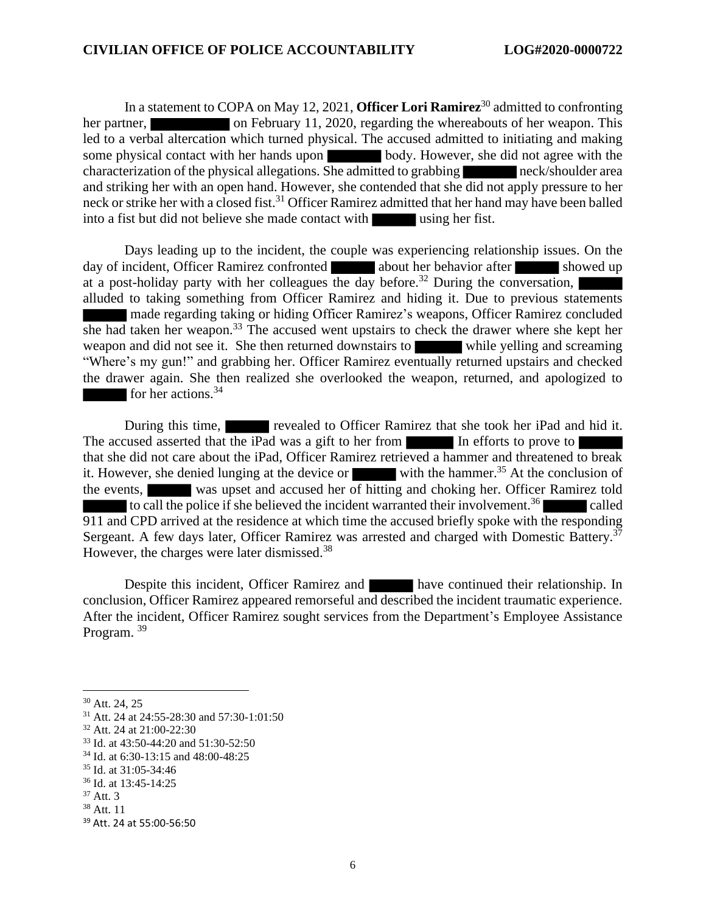In a statement to COPA on May 12, 2021, **Officer Lori Ramirez**[30] admitted to confronting her partner, ███████ on February 11, 2020, regarding the whereabouts of her weapon. This led to a verbal altercation which turned physical. The accused admitted to initiating and making some physical contact with her hands upon ██████ body. However, she did not agree with the characterization of the physical allegations. She admitted to grabbing ██████ neck/shoulder area and striking her with an open hand. However, she contended that she did not apply pressure to her neck or strike her with a closed fist.[31] Officer Ramirez admitted that her hand may have been balled into a fist but did not believe she made contact with █████ using her fist.

Days leading up to the incident, the couple was experiencing relationship issues. On the day of incident, Officer Ramirez confronted █████ about her behavior after █████ showed up at a post-holiday party with her colleagues the day before.[32] During the conversation, █████ alluded to taking something from Officer Ramirez and hiding it. Due to previous statements █████ made regarding taking or hiding Officer Ramirez's weapons, Officer Ramirez concluded she had taken her weapon.[33] The accused went upstairs to check the drawer where she kept her weapon and did not see it. She then returned downstairs to █████ while yelling and screaming "Where's my gun!" and grabbing her. Officer Ramirez eventually returned upstairs and checked the drawer again. She then realized she overlooked the weapon, returned, and apologized to █████ for her actions.[34]

During this time, █████ revealed to Officer Ramirez that she took her iPad and hid it. The accused asserted that the iPad was a gift to her from █████ In efforts to prove to █████ that she did not care about the iPad, Officer Ramirez retrieved a hammer and threatened to break it. However, she denied lunging at the device or █████ with the hammer.[35] At the conclusion of the events, █████ was upset and accused her of hitting and choking her. Officer Ramirez told █████ to call the police if she believed the incident warranted their involvement.[36] █████ called 911 and CPD arrived at the residence at which time the accused briefly spoke with the responding Sergeant. A few days later, Officer Ramirez was arrested and charged with Domestic Battery.[37] However, the charges were later dismissed.[38]

Despite this incident, Officer Ramirez and █████ have continued their relationship. In conclusion, Officer Ramirez appeared remorseful and described the incident traumatic experience. After the incident, Officer Ramirez sought services from the Department's Employee Assistance Program. [39]

---

[30] Att. 24, 25

[31] Att. 24 at 24:55-28:30 and 57:30-1:01:50

[32] Att. 24 at 21:00-22:30

[33] Id. at 43:50-44:20 and 51:30-52:50

[34] Id. at 6:30-13:15 and 48:00-48:25

[35] Id. at 31:05-34:46

[36] Id. at 13:45-14:25

[37] Att. 3

[38] Att. 11

[39] Att. 24 at 55:00-56:50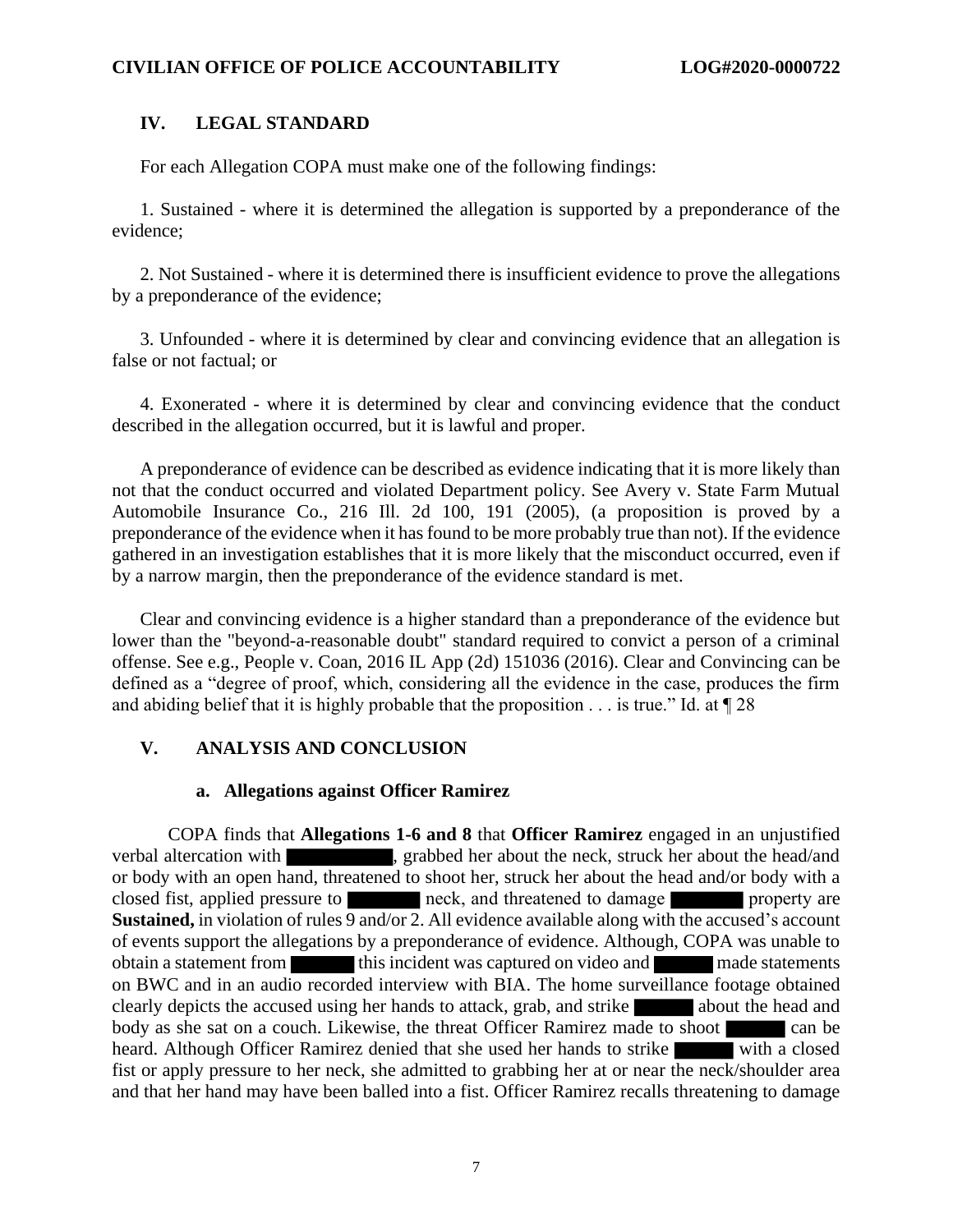## IV. LEGAL STANDARD

For each Allegation COPA must make one of the following findings:

1. Sustained - where it is determined the allegation is supported by a preponderance of the evidence;

2. Not Sustained - where it is determined there is insufficient evidence to prove the allegations by a preponderance of the evidence;

3. Unfounded - where it is determined by clear and convincing evidence that an allegation is false or not factual; or

4. Exonerated - where it is determined by clear and convincing evidence that the conduct described in the allegation occurred, but it is lawful and proper.

A preponderance of evidence can be described as evidence indicating that it is more likely than not that the conduct occurred and violated Department policy. See Avery v. State Farm Mutual Automobile Insurance Co., 216 Ill. 2d 100, 191 (2005), (a proposition is proved by a preponderance of the evidence when it has found to be more probably true than not). If the evidence gathered in an investigation establishes that it is more likely that the misconduct occurred, even if by a narrow margin, then the preponderance of the evidence standard is met.

Clear and convincing evidence is a higher standard than a preponderance of the evidence but lower than the "beyond-a-reasonable doubt" standard required to convict a person of a criminal offense. See e.g., People v. Coan, 2016 IL App (2d) 151036 (2016). Clear and Convincing can be defined as a "degree of proof, which, considering all the evidence in the case, produces the firm and abiding belief that it is highly probable that the proposition . . . is true." Id. at ¶ 28

## V. ANALYSIS AND CONCLUSION

### a. Allegations against Officer Ramirez

COPA finds that **Allegations 1-6 and 8** that **Officer Ramirez** engaged in an unjustified verbal altercation with ██████, grabbed her about the neck, struck her about the head/and or body with an open hand, threatened to shoot her, struck her about the head and/or body with a closed fist, applied pressure to ██████ neck, and threatened to damage ██████ property are **Sustained,** in violation of rules 9 and/or 2. All evidence available along with the accused's account of events support the allegations by a preponderance of evidence. Although, COPA was unable to obtain a statement from ██████ this incident was captured on video and ██████ made statements on BWC and in an audio recorded interview with BIA. The home surveillance footage obtained clearly depicts the accused using her hands to attack, grab, and strike ██████ about the head and body as she sat on a couch. Likewise, the threat Officer Ramirez made to shoot ██████ can be heard. Although Officer Ramirez denied that she used her hands to strike ██████ with a closed fist or apply pressure to her neck, she admitted to grabbing her at or near the neck/shoulder area and that her hand may have been balled into a fist. Officer Ramirez recalls threatening to damage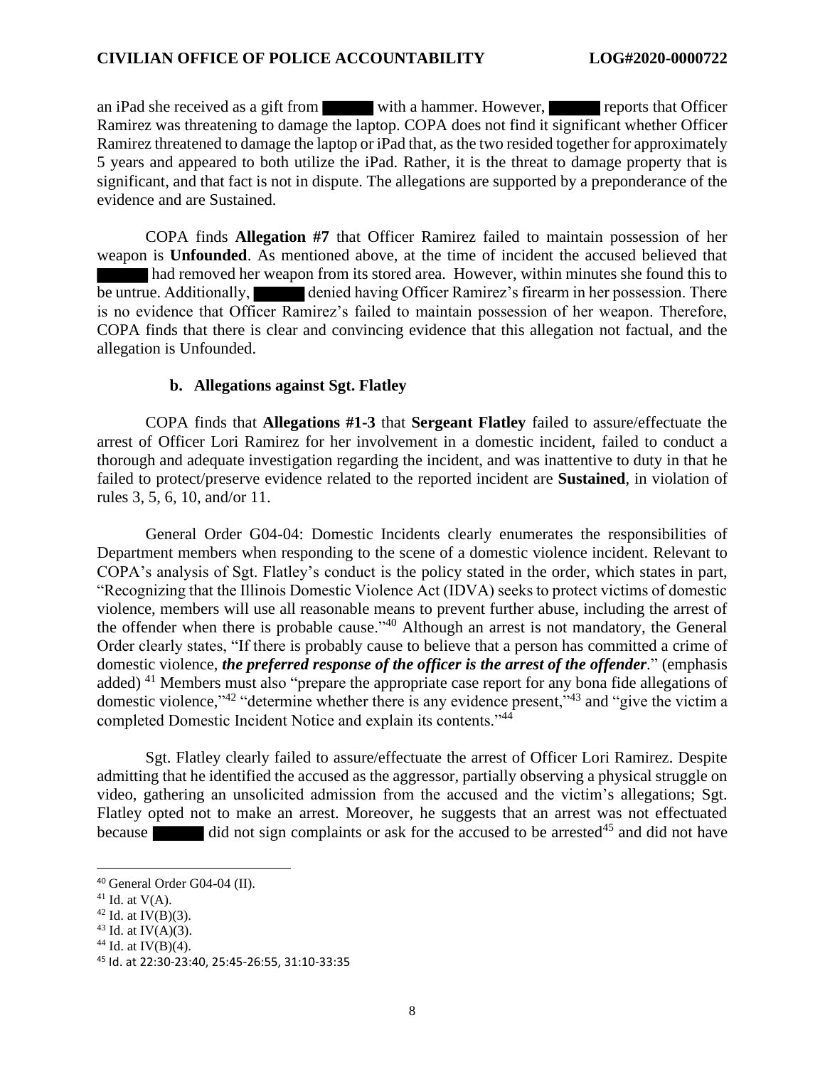an iPad she received as a gift from ██████ with a hammer. However, ██████ reports that Officer Ramirez was threatening to damage the laptop. COPA does not find it significant whether Officer Ramirez threatened to damage the laptop or iPad that, as the two resided together for approximately 5 years and appeared to both utilize the iPad. Rather, it is the threat to damage property that is significant, and that fact is not in dispute. The allegations are supported by a preponderance of the evidence and are Sustained.

COPA finds **Allegation #7** that Officer Ramirez failed to maintain possession of her weapon is **Unfounded**. As mentioned above, at the time of incident the accused believed that ██████ had removed her weapon from its stored area. However, within minutes she found this to be untrue. Additionally, ██████ denied having Officer Ramirez's firearm in her possession. There is no evidence that Officer Ramirez's failed to maintain possession of her weapon. Therefore, COPA finds that there is clear and convincing evidence that this allegation not factual, and the allegation is Unfounded.

### b. Allegations against Sgt. Flatley

COPA finds that **Allegations #1-3** that **Sergeant Flatley** failed to assure/effectuate the arrest of Officer Lori Ramirez for her involvement in a domestic incident, failed to conduct a thorough and adequate investigation regarding the incident, and was inattentive to duty in that he failed to protect/preserve evidence related to the reported incident are **Sustained**, in violation of rules 3, 5, 6, 10, and/or 11.

General Order G04-04: Domestic Incidents clearly enumerates the responsibilities of Department members when responding to the scene of a domestic violence incident. Relevant to COPA's analysis of Sgt. Flatley's conduct is the policy stated in the order, which states in part, "Recognizing that the Illinois Domestic Violence Act (IDVA) seeks to protect victims of domestic violence, members will use all reasonable means to prevent further abuse, including the arrest of the offender when there is probable cause."[40] Although an arrest is not mandatory, the General Order clearly states, "If there is probably cause to believe that a person has committed a crime of domestic violence, ***the preferred response of the officer is the arrest of the offender***." (emphasis added) [41] Members must also "prepare the appropriate case report for any bona fide allegations of domestic violence,"[42] "determine whether there is any evidence present,"[43] and "give the victim a completed Domestic Incident Notice and explain its contents."[44]

Sgt. Flatley clearly failed to assure/effectuate the arrest of Officer Lori Ramirez. Despite admitting that he identified the accused as the aggressor, partially observing a physical struggle on video, gathering an unsolicited admission from the accused and the victim's allegations; Sgt. Flatley opted not to make an arrest. Moreover, he suggests that an arrest was not effectuated because ██████ did not sign complaints or ask for the accused to be arrested[45] and did not have

---

[40] General Order G04-04 (II).

[41] Id. at V(A).

[42] Id. at IV(B)(3).

[43] Id. at IV(A)(3).

[44] Id. at IV(B)(4).

[45] Id. at 22:30-23:40, 25:45-26:55, 31:10-33:35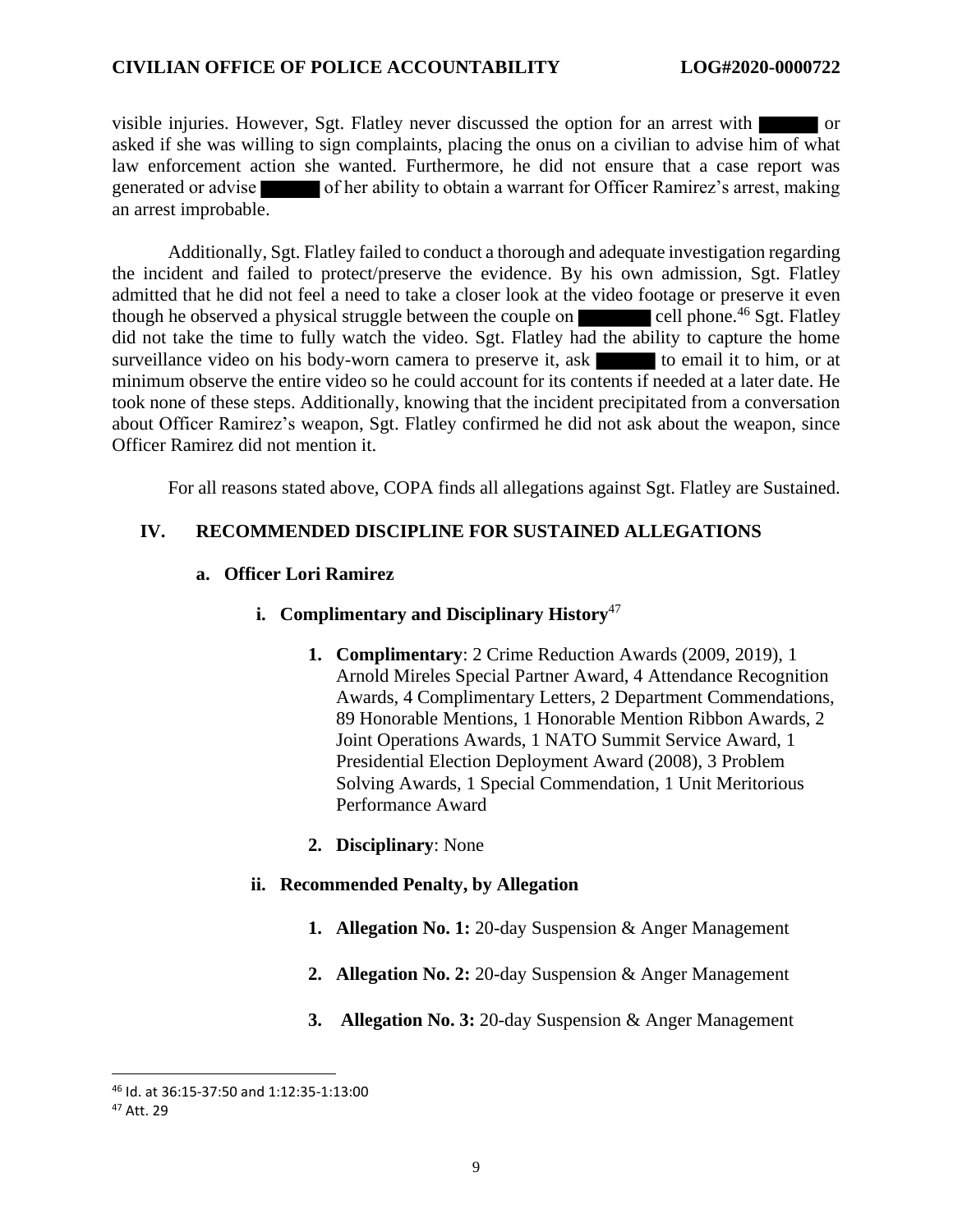visible injuries. However, Sgt. Flatley never discussed the option for an arrest with ██████ or asked if she was willing to sign complaints, placing the onus on a civilian to advise him of what law enforcement action she wanted. Furthermore, he did not ensure that a case report was generated or advise ██████ of her ability to obtain a warrant for Officer Ramirez's arrest, making an arrest improbable.

Additionally, Sgt. Flatley failed to conduct a thorough and adequate investigation regarding the incident and failed to protect/preserve the evidence. By his own admission, Sgt. Flatley admitted that he did not feel a need to take a closer look at the video footage or preserve it even though he observed a physical struggle between the couple on ████████ cell phone.[46] Sgt. Flatley did not take the time to fully watch the video. Sgt. Flatley had the ability to capture the home surveillance video on his body-worn camera to preserve it, ask ██████ to email it to him, or at minimum observe the entire video so he could account for its contents if needed at a later date. He took none of these steps. Additionally, knowing that the incident precipitated from a conversation about Officer Ramirez's weapon, Sgt. Flatley confirmed he did not ask about the weapon, since Officer Ramirez did not mention it.

For all reasons stated above, COPA finds all allegations against Sgt. Flatley are Sustained.

## IV. RECOMMENDED DISCIPLINE FOR SUSTAINED ALLEGATIONS

### a. Officer Lori Ramirez

#### i. Complimentary and Disciplinary History[47]

1. **Complimentary**: 2 Crime Reduction Awards (2009, 2019), 1 Arnold Mireles Special Partner Award, 4 Attendance Recognition Awards, 4 Complimentary Letters, 2 Department Commendations, 89 Honorable Mentions, 1 Honorable Mention Ribbon Awards, 2 Joint Operations Awards, 1 NATO Summit Service Award, 1 Presidential Election Deployment Award (2008), 3 Problem Solving Awards, 1 Special Commendation, 1 Unit Meritorious Performance Award
2. **Disciplinary**: None

#### ii. Recommended Penalty, by Allegation

1. **Allegation No. 1:** 20-day Suspension & Anger Management
2. **Allegation No. 2:** 20-day Suspension & Anger Management
3. **Allegation No. 3:** 20-day Suspension & Anger Management

---

[46] Id. at 36:15-37:50 and 1:12:35-1:13:00

[47] Att. 29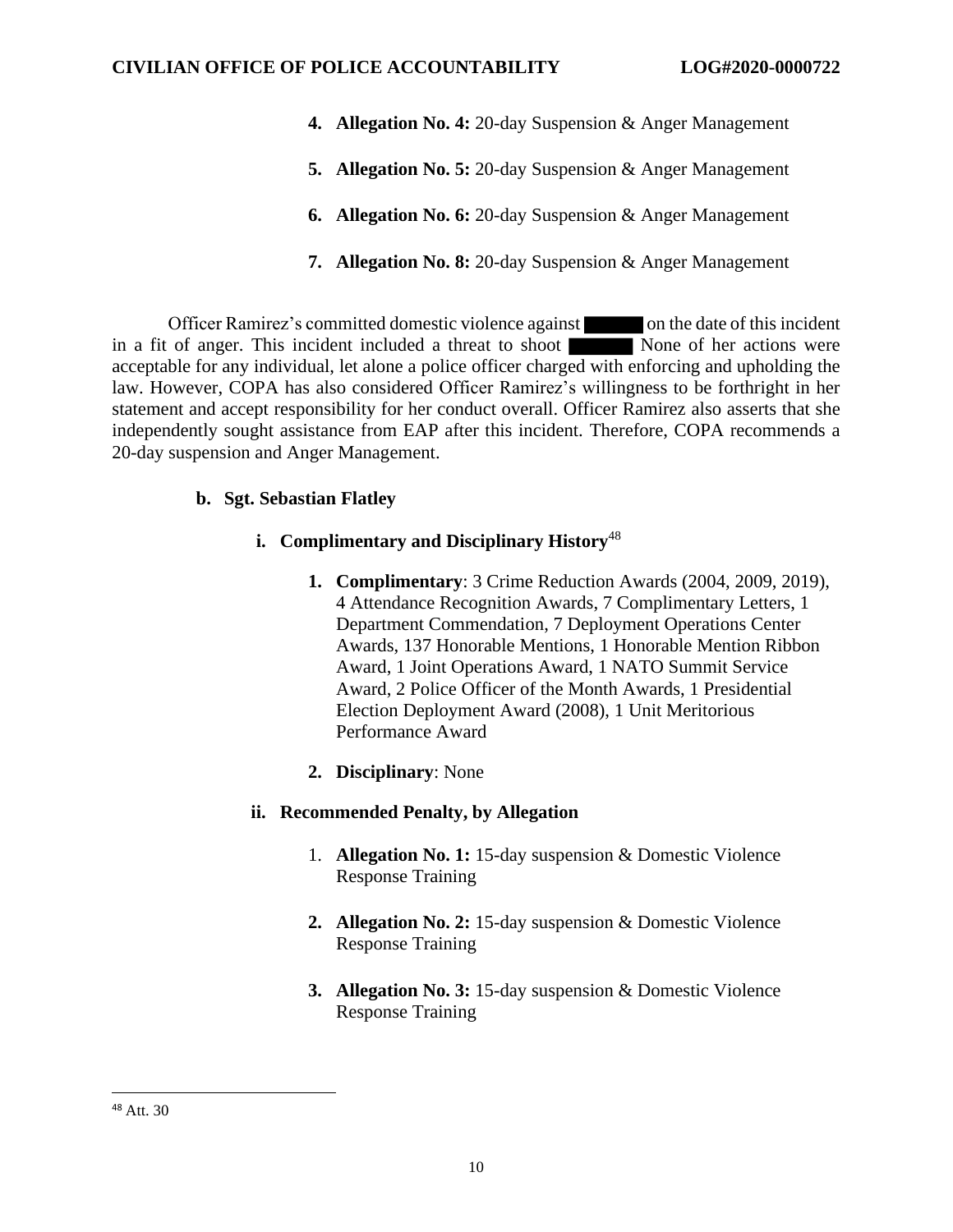4. **Allegation No. 4:** 20-day Suspension & Anger Management

5. **Allegation No. 5:** 20-day Suspension & Anger Management

6. **Allegation No. 6:** 20-day Suspension & Anger Management

7. **Allegation No. 8:** 20-day Suspension & Anger Management

Officer Ramirez's committed domestic violence against ████ on the date of this incident in a fit of anger. This incident included a threat to shoot ████ None of her actions were acceptable for any individual, let alone a police officer charged with enforcing and upholding the law. However, COPA has also considered Officer Ramirez's willingness to be forthright in her statement and accept responsibility for her conduct overall. Officer Ramirez also asserts that she independently sought assistance from EAP after this incident. Therefore, COPA recommends a 20-day suspension and Anger Management.

**b. Sgt. Sebastian Flatley**

**i. Complimentary and Disciplinary History**[48]

1. **Complimentary**: 3 Crime Reduction Awards (2004, 2009, 2019), 4 Attendance Recognition Awards, 7 Complimentary Letters, 1 Department Commendation, 7 Deployment Operations Center Awards, 137 Honorable Mentions, 1 Honorable Mention Ribbon Award, 1 Joint Operations Award, 1 NATO Summit Service Award, 2 Police Officer of the Month Awards, 1 Presidential Election Deployment Award (2008), 1 Unit Meritorious Performance Award

2. **Disciplinary**: None

**ii. Recommended Penalty, by Allegation**

1. **Allegation No. 1:** 15-day suspension & Domestic Violence Response Training

2. **Allegation No. 2:** 15-day suspension & Domestic Violence Response Training

3. **Allegation No. 3:** 15-day suspension & Domestic Violence Response Training

---

[48] Att. 30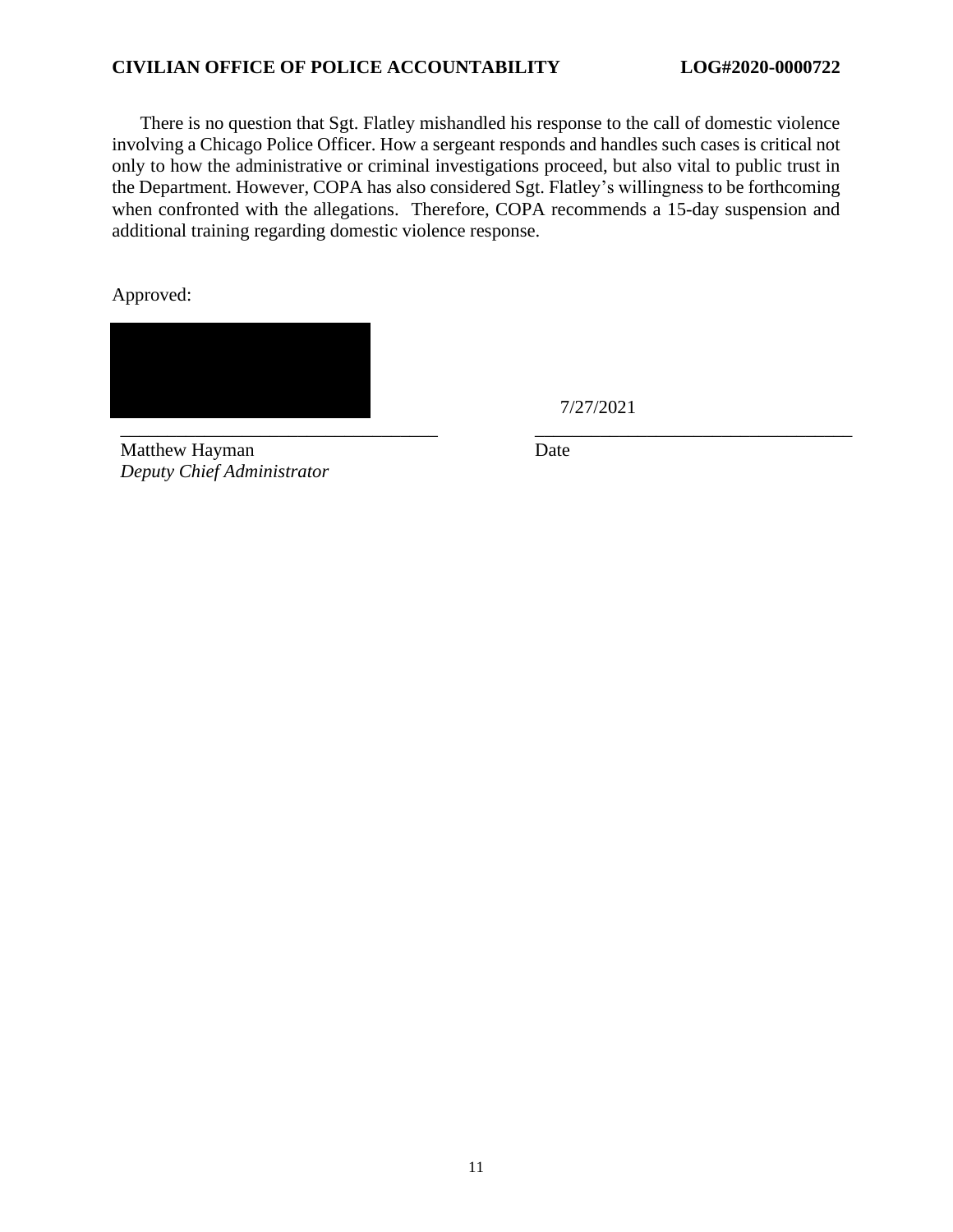There is no question that Sgt. Flatley mishandled his response to the call of domestic violence involving a Chicago Police Officer. How a sergeant responds and handles such cases is critical not only to how the administrative or criminal investigations proceed, but also vital to public trust in the Department. However, COPA has also considered Sgt. Flatley's willingness to be forthcoming when confronted with the allegations. Therefore, COPA recommends a 15-day suspension and additional training regarding domestic violence response.

Approved:

7/27/2021

\_\_\_\_\_\_\_\_\_\_\_\_\_\_\_\_\_\_\_\_\_\_\_\_\_\_\_\_\_\_\_\_\_\_ \_\_\_\_\_\_\_\_\_\_\_\_\_\_\_\_\_\_\_\_\_\_\_\_\_\_\_\_\_\_\_\_\_\_

Matthew Hayman
*Deputy Chief Administrator*

Date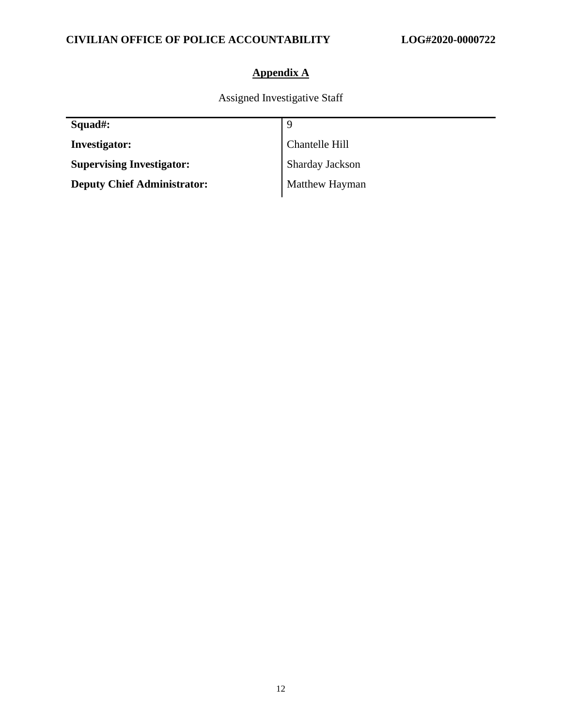## Appendix A

Assigned Investigative Staff

| | |
|---|---|
| **Squad#:** | 9 |
| **Investigator:** | Chantelle Hill |
| **Supervising Investigator:** | Sharday Jackson |
| **Deputy Chief Administrator:** | Matthew Hayman |